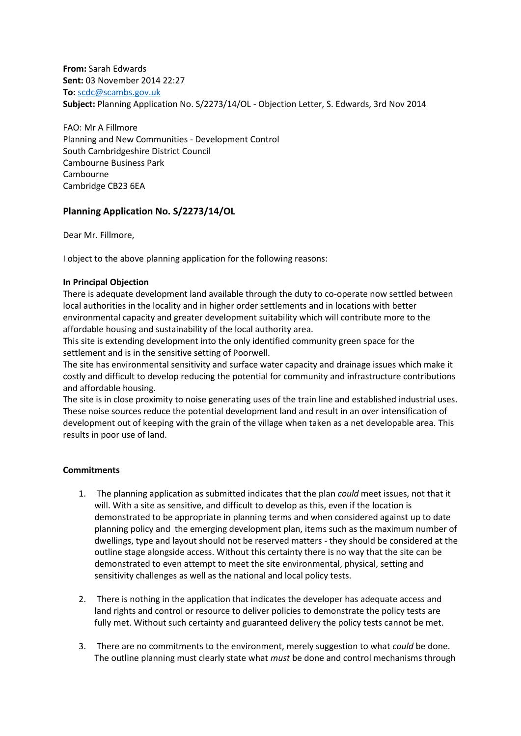**From:** Sarah Edwards
**Sent:** 03 November 2014 22:27
**To:** scdc@scambs.gov.uk
**Subject:** Planning Application No. S/2273/14/OL - Objection Letter, S. Edwards, 3rd Nov 2014

FAO: Mr A Fillmore
Planning and New Communities - Development Control
South Cambridgeshire District Council
Cambourne Business Park
Cambourne
Cambridge CB23 6EA

## Planning Application No. S/2273/14/OL

Dear Mr. Fillmore,

I object to the above planning application for the following reasons:

**In Principal Objection**

There is adequate development land available through the duty to co-operate now settled between local authorities in the locality and in higher order settlements and in locations with better environmental capacity and greater development suitability which will contribute more to the affordable housing and sustainability of the local authority area.

This site is extending development into the only identified community green space for the settlement and is in the sensitive setting of Poorwell.

The site has environmental sensitivity and surface water capacity and drainage issues which make it costly and difficult to develop reducing the potential for community and infrastructure contributions and affordable housing.

The site is in close proximity to noise generating uses of the train line and established industrial uses. These noise sources reduce the potential development land and result in an over intensification of development out of keeping with the grain of the village when taken as a net developable area. This results in poor use of land.

**Commitments**

1. The planning application as submitted indicates that the plan *could* meet issues, not that it will. With a site as sensitive, and difficult to develop as this, even if the location is demonstrated to be appropriate in planning terms and when considered against up to date planning policy and the emerging development plan, items such as the maximum number of dwellings, type and layout should not be reserved matters - they should be considered at the outline stage alongside access. Without this certainty there is no way that the site can be demonstrated to even attempt to meet the site environmental, physical, setting and sensitivity challenges as well as the national and local policy tests.

2. There is nothing in the application that indicates the developer has adequate access and land rights and control or resource to deliver policies to demonstrate the policy tests are fully met. Without such certainty and guaranteed delivery the policy tests cannot be met.

3. There are no commitments to the environment, merely suggestion to what *could* be done. The outline planning must clearly state what *must* be done and control mechanisms through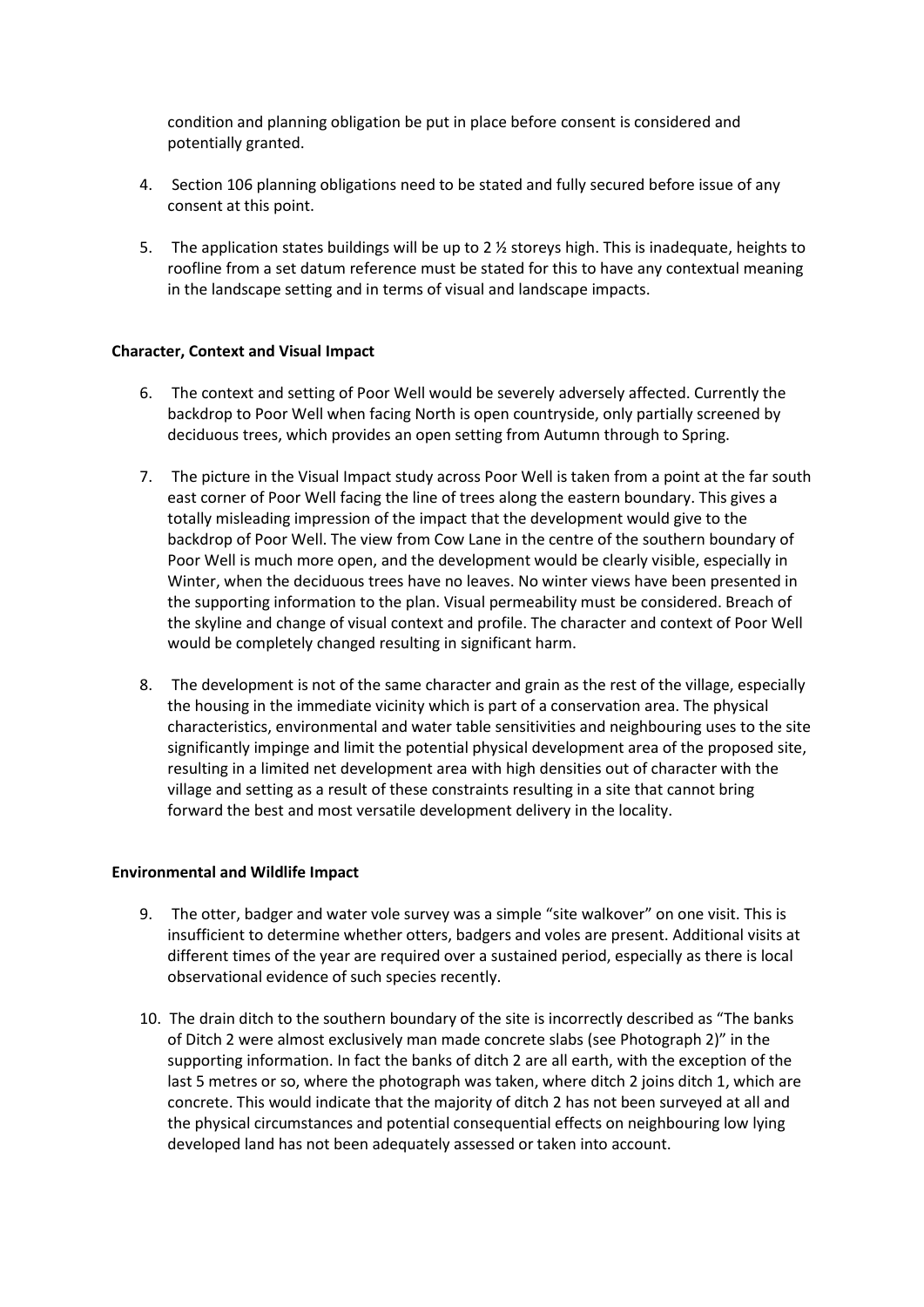condition and planning obligation be put in place before consent is considered and potentially granted.

4. Section 106 planning obligations need to be stated and fully secured before issue of any consent at this point.

5. The application states buildings will be up to 2 ½ storeys high. This is inadequate, heights to roofline from a set datum reference must be stated for this to have any contextual meaning in the landscape setting and in terms of visual and landscape impacts.

**Character, Context and Visual Impact**

6. The context and setting of Poor Well would be severely adversely affected. Currently the backdrop to Poor Well when facing North is open countryside, only partially screened by deciduous trees, which provides an open setting from Autumn through to Spring.

7. The picture in the Visual Impact study across Poor Well is taken from a point at the far south east corner of Poor Well facing the line of trees along the eastern boundary. This gives a totally misleading impression of the impact that the development would give to the backdrop of Poor Well. The view from Cow Lane in the centre of the southern boundary of Poor Well is much more open, and the development would be clearly visible, especially in Winter, when the deciduous trees have no leaves. No winter views have been presented in the supporting information to the plan. Visual permeability must be considered. Breach of the skyline and change of visual context and profile. The character and context of Poor Well would be completely changed resulting in significant harm.

8. The development is not of the same character and grain as the rest of the village, especially the housing in the immediate vicinity which is part of a conservation area. The physical characteristics, environmental and water table sensitivities and neighbouring uses to the site significantly impinge and limit the potential physical development area of the proposed site, resulting in a limited net development area with high densities out of character with the village and setting as a result of these constraints resulting in a site that cannot bring forward the best and most versatile development delivery in the locality.

**Environmental and Wildlife Impact**

9. The otter, badger and water vole survey was a simple "site walkover" on one visit. This is insufficient to determine whether otters, badgers and voles are present. Additional visits at different times of the year are required over a sustained period, especially as there is local observational evidence of such species recently.

10. The drain ditch to the southern boundary of the site is incorrectly described as "The banks of Ditch 2 were almost exclusively man made concrete slabs (see Photograph 2)" in the supporting information. In fact the banks of ditch 2 are all earth, with the exception of the last 5 metres or so, where the photograph was taken, where ditch 2 joins ditch 1, which are concrete. This would indicate that the majority of ditch 2 has not been surveyed at all and the physical circumstances and potential consequential effects on neighbouring low lying developed land has not been adequately assessed or taken into account.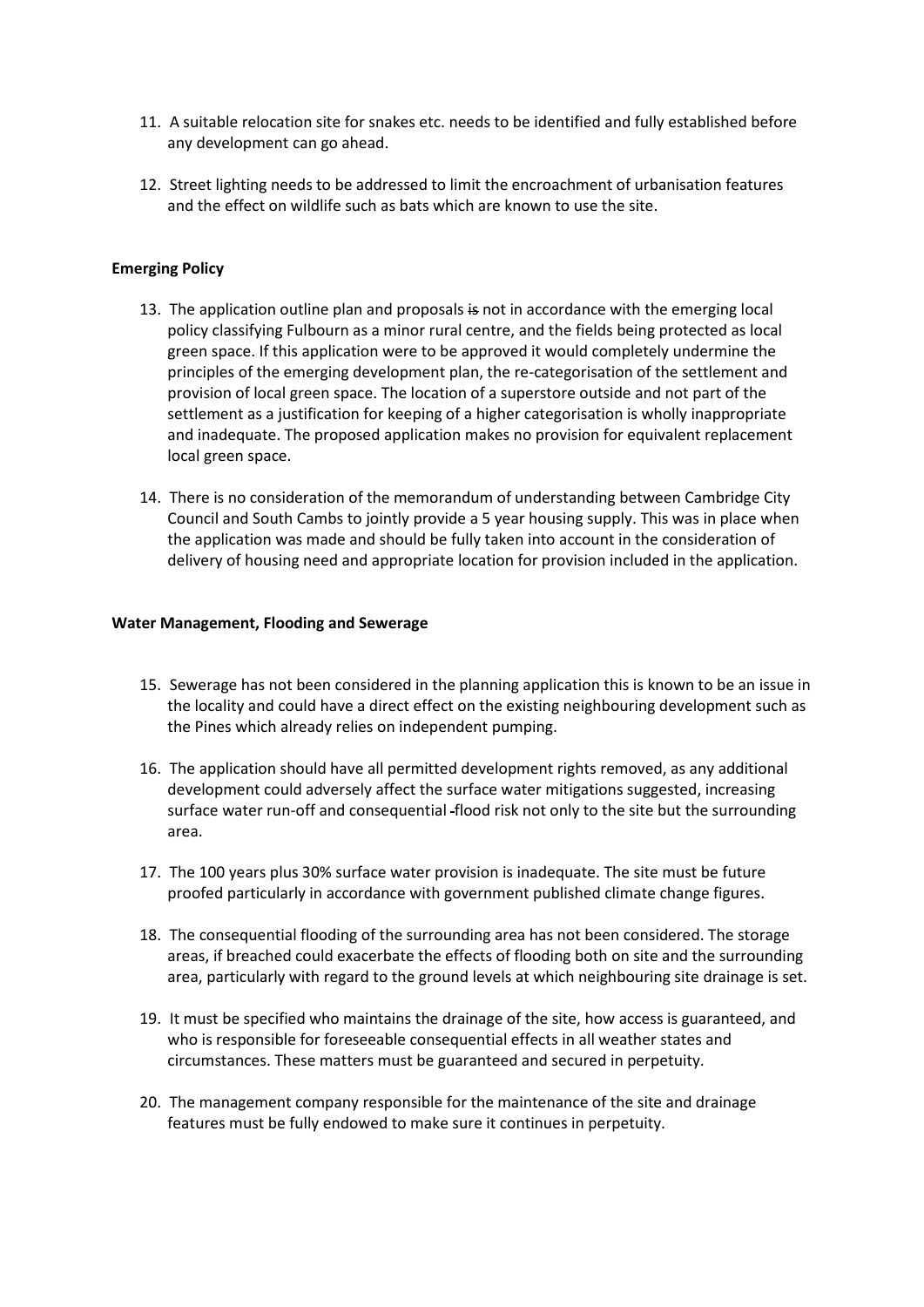11. A suitable relocation site for snakes etc. needs to be identified and fully established before any development can go ahead.

12. Street lighting needs to be addressed to limit the encroachment of urbanisation features and the effect on wildlife such as bats which are known to use the site.

**Emerging Policy**

13. The application outline plan and proposals ~~is~~ not in accordance with the emerging local policy classifying Fulbourn as a minor rural centre, and the fields being protected as local green space. If this application were to be approved it would completely undermine the principles of the emerging development plan, the re-categorisation of the settlement and provision of local green space. The location of a superstore outside and not part of the settlement as a justification for keeping of a higher categorisation is wholly inappropriate and inadequate. The proposed application makes no provision for equivalent replacement local green space.

14. There is no consideration of the memorandum of understanding between Cambridge City Council and South Cambs to jointly provide a 5 year housing supply. This was in place when the application was made and should be fully taken into account in the consideration of delivery of housing need and appropriate location for provision included in the application.

**Water Management, Flooding and Sewerage**

15. Sewerage has not been considered in the planning application this is known to be an issue in the locality and could have a direct effect on the existing neighbouring development such as the Pines which already relies on independent pumping.

16. The application should have all permitted development rights removed, as any additional development could adversely affect the surface water mitigations suggested, increasing surface water run-off and consequential flood risk not only to the site but the surrounding area.

17. The 100 years plus 30% surface water provision is inadequate. The site must be future proofed particularly in accordance with government published climate change figures.

18. The consequential flooding of the surrounding area has not been considered. The storage areas, if breached could exacerbate the effects of flooding both on site and the surrounding area, particularly with regard to the ground levels at which neighbouring site drainage is set.

19. It must be specified who maintains the drainage of the site, how access is guaranteed, and who is responsible for foreseeable consequential effects in all weather states and circumstances. These matters must be guaranteed and secured in perpetuity.

20. The management company responsible for the maintenance of the site and drainage features must be fully endowed to make sure it continues in perpetuity.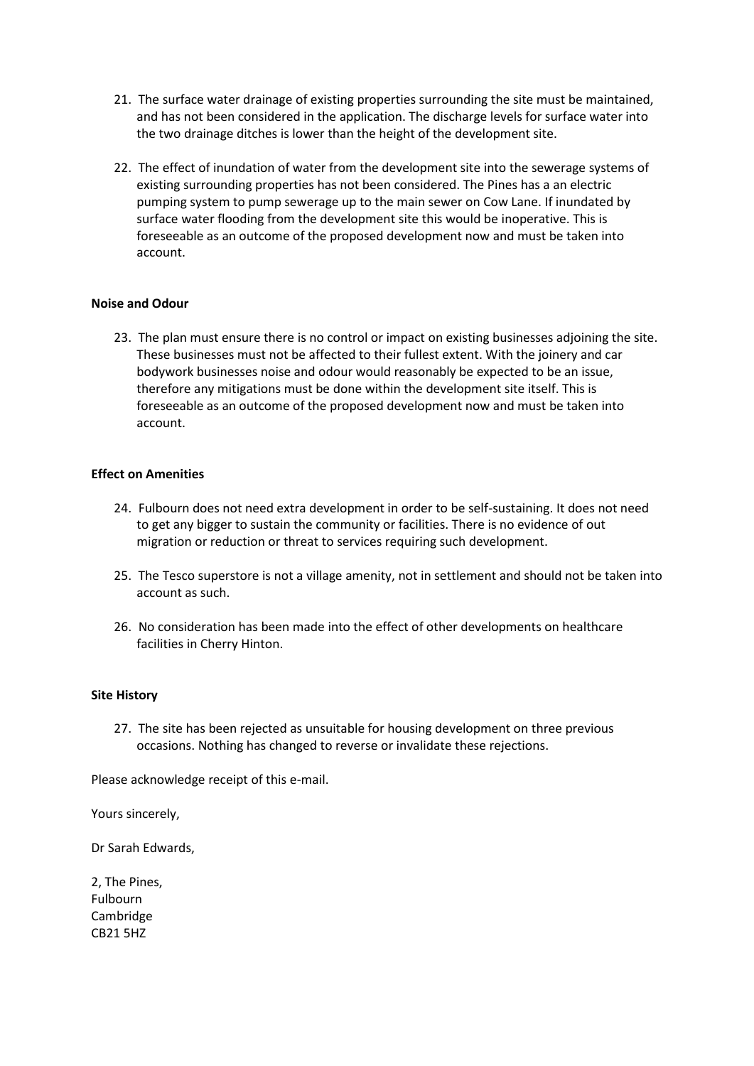21. The surface water drainage of existing properties surrounding the site must be maintained, and has not been considered in the application. The discharge levels for surface water into the two drainage ditches is lower than the height of the development site.

22. The effect of inundation of water from the development site into the sewerage systems of existing surrounding properties has not been considered. The Pines has a an electric pumping system to pump sewerage up to the main sewer on Cow Lane. If inundated by surface water flooding from the development site this would be inoperative. This is foreseeable as an outcome of the proposed development now and must be taken into account.

**Noise and Odour**

23. The plan must ensure there is no control or impact on existing businesses adjoining the site. These businesses must not be affected to their fullest extent. With the joinery and car bodywork businesses noise and odour would reasonably be expected to be an issue, therefore any mitigations must be done within the development site itself. This is foreseeable as an outcome of the proposed development now and must be taken into account.

**Effect on Amenities**

24. Fulbourn does not need extra development in order to be self-sustaining. It does not need to get any bigger to sustain the community or facilities. There is no evidence of out migration or reduction or threat to services requiring such development.

25. The Tesco superstore is not a village amenity, not in settlement and should not be taken into account as such.

26. No consideration has been made into the effect of other developments on healthcare facilities in Cherry Hinton.

**Site History**

27. The site has been rejected as unsuitable for housing development on three previous occasions. Nothing has changed to reverse or invalidate these rejections.

Please acknowledge receipt of this e-mail.

Yours sincerely,

Dr Sarah Edwards,

2, The Pines,
Fulbourn
Cambridge
CB21 5HZ